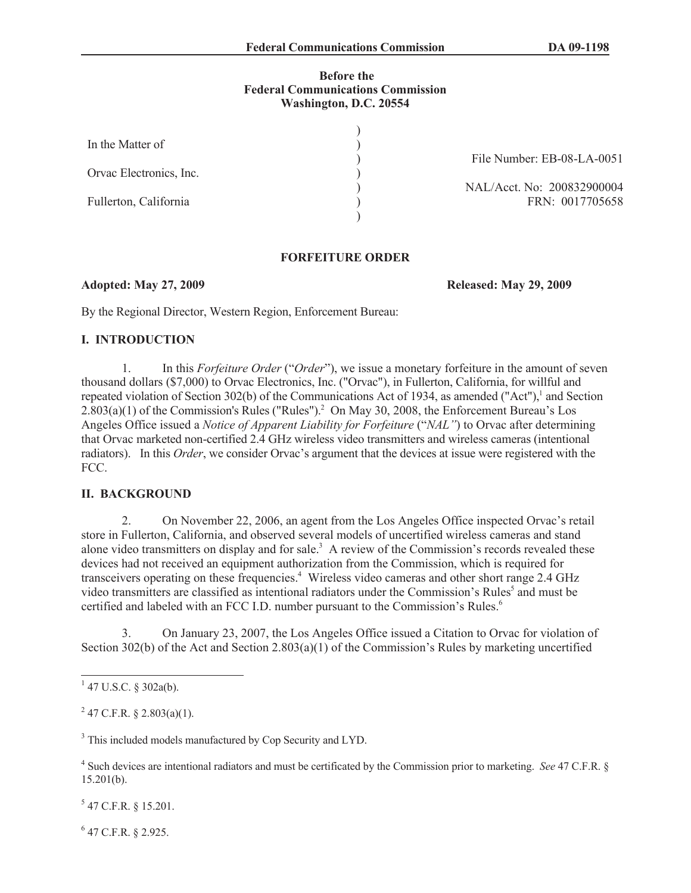**Before the**
**Federal Communications Commission**
**Washington, D.C. 20554**

| | |
|---|---|
| In the Matter of | |
| | File Number: EB-08-LA-0051 |
| Orvac Electronics, Inc. | |
| | NAL/Acct. No: 200832900004 |
| Fullerton, California | FRN: 0017705658 |

## FORFEITURE ORDER

**Adopted: May 27, 2009** **Released: May 29, 2009**

By the Regional Director, Western Region, Enforcement Bureau:

## I. INTRODUCTION

1. In this *Forfeiture Order* ("*Order*"), we issue a monetary forfeiture in the amount of seven thousand dollars ($7,000) to Orvac Electronics, Inc. ("Orvac"), in Fullerton, California, for willful and repeated violation of Section 302(b) of the Communications Act of 1934, as amended ("Act"),[1] and Section 2.803(a)(1) of the Commission's Rules ("Rules").[2] On May 30, 2008, the Enforcement Bureau's Los Angeles Office issued a *Notice of Apparent Liability for Forfeiture* ("*NAL"*) to Orvac after determining that Orvac marketed non-certified 2.4 GHz wireless video transmitters and wireless cameras (intentional radiators). In this *Order*, we consider Orvac's argument that the devices at issue were registered with the FCC.

## II. BACKGROUND

2. On November 22, 2006, an agent from the Los Angeles Office inspected Orvac's retail store in Fullerton, California, and observed several models of uncertified wireless cameras and stand alone video transmitters on display and for sale.[3] A review of the Commission's records revealed these devices had not received an equipment authorization from the Commission, which is required for transceivers operating on these frequencies.[4] Wireless video cameras and other short range 2.4 GHz video transmitters are classified as intentional radiators under the Commission's Rules[5] and must be certified and labeled with an FCC I.D. number pursuant to the Commission's Rules.[6]

3. On January 23, 2007, the Los Angeles Office issued a Citation to Orvac for violation of Section 302(b) of the Act and Section 2.803(a)(1) of the Commission's Rules by marketing uncertified

---

[1] 47 U.S.C. § 302a(b).

[2] 47 C.F.R. § 2.803(a)(1).

[3] This included models manufactured by Cop Security and LYD.

[4] Such devices are intentional radiators and must be certificated by the Commission prior to marketing. *See* 47 C.F.R. § 15.201(b).

[5] 47 C.F.R. § 15.201.

[6] 47 C.F.R. § 2.925.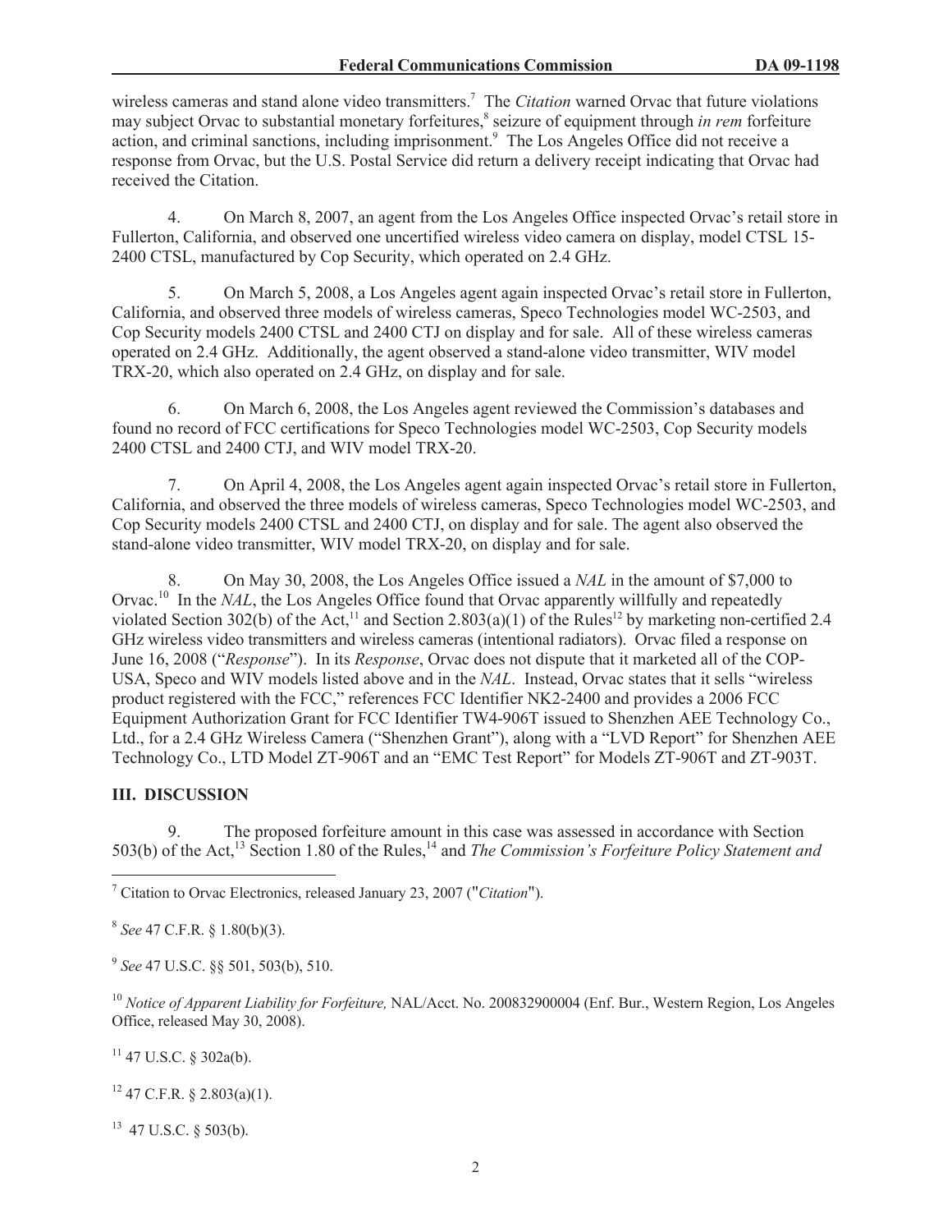wireless cameras and stand alone video transmitters.[7] The *Citation* warned Orvac that future violations may subject Orvac to substantial monetary forfeitures,[8] seizure of equipment through *in rem* forfeiture action, and criminal sanctions, including imprisonment.[9] The Los Angeles Office did not receive a response from Orvac, but the U.S. Postal Service did return a delivery receipt indicating that Orvac had received the Citation.

4. On March 8, 2007, an agent from the Los Angeles Office inspected Orvac's retail store in Fullerton, California, and observed one uncertified wireless video camera on display, model CTSL 15-2400 CTSL, manufactured by Cop Security, which operated on 2.4 GHz.

5. On March 5, 2008, a Los Angeles agent again inspected Orvac's retail store in Fullerton, California, and observed three models of wireless cameras, Speco Technologies model WC-2503, and Cop Security models 2400 CTSL and 2400 CTJ on display and for sale. All of these wireless cameras operated on 2.4 GHz. Additionally, the agent observed a stand-alone video transmitter, WIV model TRX-20, which also operated on 2.4 GHz, on display and for sale.

6. On March 6, 2008, the Los Angeles agent reviewed the Commission's databases and found no record of FCC certifications for Speco Technologies model WC-2503, Cop Security models 2400 CTSL and 2400 CTJ, and WIV model TRX-20.

7. On April 4, 2008, the Los Angeles agent again inspected Orvac's retail store in Fullerton, California, and observed the three models of wireless cameras, Speco Technologies model WC-2503, and Cop Security models 2400 CTSL and 2400 CTJ, on display and for sale. The agent also observed the stand-alone video transmitter, WIV model TRX-20, on display and for sale.

8. On May 30, 2008, the Los Angeles Office issued a *NAL* in the amount of $7,000 to Orvac.[10] In the *NAL*, the Los Angeles Office found that Orvac apparently willfully and repeatedly violated Section 302(b) of the Act,[11] and Section 2.803(a)(1) of the Rules[12] by marketing non-certified 2.4 GHz wireless video transmitters and wireless cameras (intentional radiators). Orvac filed a response on June 16, 2008 ("*Response*"). In its *Response*, Orvac does not dispute that it marketed all of the COP-USA, Speco and WIV models listed above and in the *NAL*. Instead, Orvac states that it sells "wireless product registered with the FCC," references FCC Identifier NK2-2400 and provides a 2006 FCC Equipment Authorization Grant for FCC Identifier TW4-906T issued to Shenzhen AEE Technology Co., Ltd., for a 2.4 GHz Wireless Camera ("Shenzhen Grant"), along with a "LVD Report" for Shenzhen AEE Technology Co., LTD Model ZT-906T and an "EMC Test Report" for Models ZT-906T and ZT-903T.

## III. DISCUSSION

9. The proposed forfeiture amount in this case was assessed in accordance with Section 503(b) of the Act,[13] Section 1.80 of the Rules,[14] and *The Commission's Forfeiture Policy Statement and*

---

[7] Citation to Orvac Electronics, released January 23, 2007 ("*Citation*").

[8] *See* 47 C.F.R. § 1.80(b)(3).

[9] *See* 47 U.S.C. §§ 501, 503(b), 510.

[10] *Notice of Apparent Liability for Forfeiture,* NAL/Acct. No. 200832900004 (Enf. Bur., Western Region, Los Angeles Office, released May 30, 2008).

[11] 47 U.S.C. § 302a(b).

[12] 47 C.F.R. § 2.803(a)(1).

[13] 47 U.S.C. § 503(b).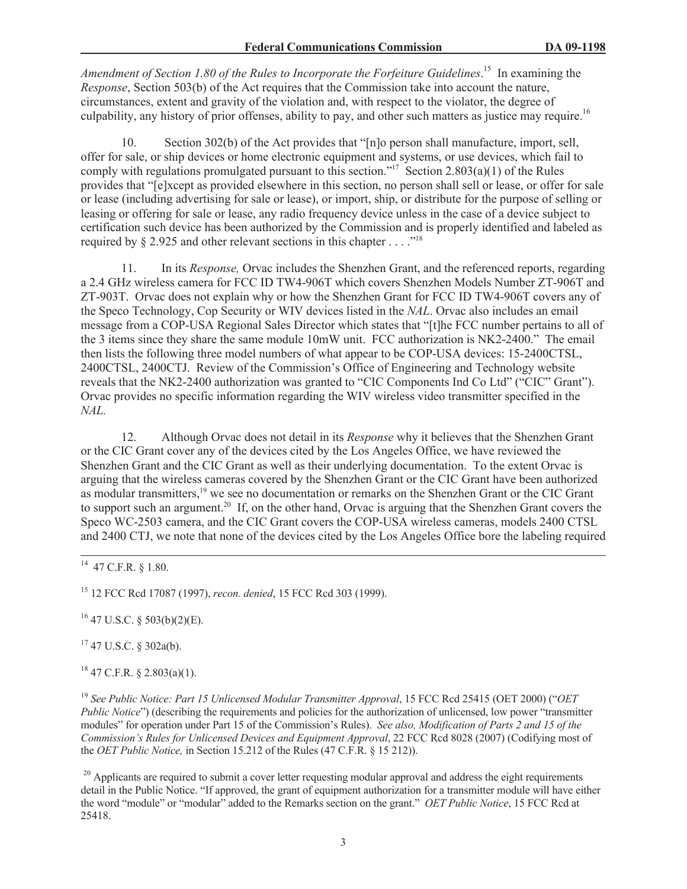*Amendment of Section 1.80 of the Rules to Incorporate the Forfeiture Guidelines*.[15] In examining the *Response*, Section 503(b) of the Act requires that the Commission take into account the nature, circumstances, extent and gravity of the violation and, with respect to the violator, the degree of culpability, any history of prior offenses, ability to pay, and other such matters as justice may require.[16]

10. Section 302(b) of the Act provides that "[n]o person shall manufacture, import, sell, offer for sale, or ship devices or home electronic equipment and systems, or use devices, which fail to comply with regulations promulgated pursuant to this section."[17] Section 2.803(a)(1) of the Rules provides that "[e]xcept as provided elsewhere in this section, no person shall sell or lease, or offer for sale or lease (including advertising for sale or lease), or import, ship, or distribute for the purpose of selling or leasing or offering for sale or lease, any radio frequency device unless in the case of a device subject to certification such device has been authorized by the Commission and is properly identified and labeled as required by § 2.925 and other relevant sections in this chapter . . . ."[18]

11. In its *Response,* Orvac includes the Shenzhen Grant, and the referenced reports, regarding a 2.4 GHz wireless camera for FCC ID TW4-906T which covers Shenzhen Models Number ZT-906T and ZT-903T. Orvac does not explain why or how the Shenzhen Grant for FCC ID TW4-906T covers any of the Speco Technology, Cop Security or WIV devices listed in the *NAL*. Orvac also includes an email message from a COP-USA Regional Sales Director which states that "[t]he FCC number pertains to all of the 3 items since they share the same module 10mW unit. FCC authorization is NK2-2400." The email then lists the following three model numbers of what appear to be COP-USA devices: 15-2400CTSL, 2400CTSL, 2400CTJ. Review of the Commission's Office of Engineering and Technology website reveals that the NK2-2400 authorization was granted to "CIC Components Ind Co Ltd" ("CIC" Grant"). Orvac provides no specific information regarding the WIV wireless video transmitter specified in the *NAL*.

12. Although Orvac does not detail in its *Response* why it believes that the Shenzhen Grant or the CIC Grant cover any of the devices cited by the Los Angeles Office, we have reviewed the Shenzhen Grant and the CIC Grant as well as their underlying documentation. To the extent Orvac is arguing that the wireless cameras covered by the Shenzhen Grant or the CIC Grant have been authorized as modular transmitters,[19] we see no documentation or remarks on the Shenzhen Grant or the CIC Grant to support such an argument.[20] If, on the other hand, Orvac is arguing that the Shenzhen Grant covers the Speco WC-2503 camera, and the CIC Grant covers the COP-USA wireless cameras, models 2400 CTSL and 2400 CTJ, we note that none of the devices cited by the Los Angeles Office bore the labeling required

---

[14] 47 C.F.R. § 1.80.

[15] 12 FCC Rcd 17087 (1997), *recon. denied*, 15 FCC Rcd 303 (1999).

[16] 47 U.S.C. § 503(b)(2)(E).

[17] 47 U.S.C. § 302a(b).

[18] 47 C.F.R. § 2.803(a)(1).

[19] *See Public Notice: Part 15 Unlicensed Modular Transmitter Approval*, 15 FCC Rcd 25415 (OET 2000) ("*OET Public Notice*") (describing the requirements and policies for the authorization of unlicensed, low power "transmitter modules" for operation under Part 15 of the Commission's Rules). *See also, Modification of Parts 2 and 15 of the Commission's Rules for Unlicensed Devices and Equipment Approval*, 22 FCC Rcd 8028 (2007) (Codifying most of the *OET Public Notice,* in Section 15.212 of the Rules (47 C.F.R. § 15 212)).

[20] Applicants are required to submit a cover letter requesting modular approval and address the eight requirements detail in the Public Notice. "If approved, the grant of equipment authorization for a transmitter module will have either the word "module" or "modular" added to the Remarks section on the grant." *OET Public Notice*, 15 FCC Rcd at 25418.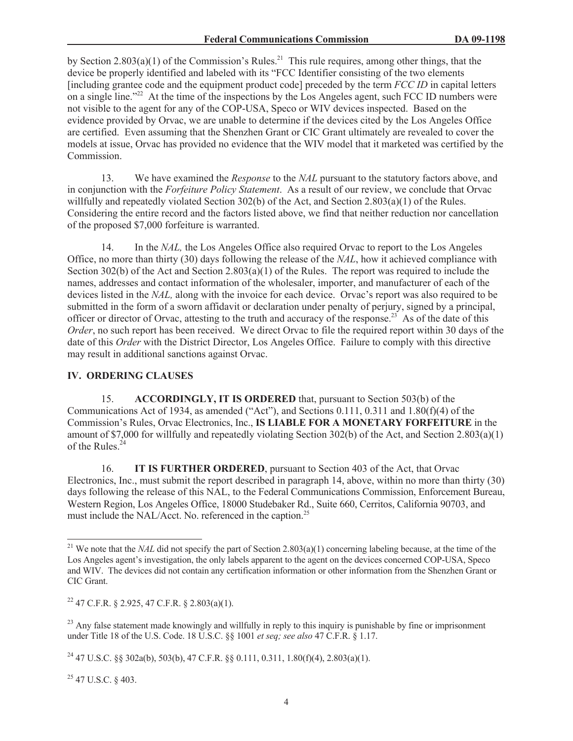by Section 2.803(a)(1) of the Commission's Rules.[21] This rule requires, among other things, that the device be properly identified and labeled with its "FCC Identifier consisting of the two elements [including grantee code and the equipment product code] preceded by the term *FCC ID* in capital letters on a single line."[22] At the time of the inspections by the Los Angeles agent, such FCC ID numbers were not visible to the agent for any of the COP-USA, Speco or WIV devices inspected. Based on the evidence provided by Orvac, we are unable to determine if the devices cited by the Los Angeles Office are certified. Even assuming that the Shenzhen Grant or CIC Grant ultimately are revealed to cover the models at issue, Orvac has provided no evidence that the WIV model that it marketed was certified by the Commission.

13. We have examined the *Response* to the *NAL* pursuant to the statutory factors above, and in conjunction with the *Forfeiture Policy Statement*. As a result of our review, we conclude that Orvac willfully and repeatedly violated Section 302(b) of the Act, and Section 2.803(a)(1) of the Rules. Considering the entire record and the factors listed above, we find that neither reduction nor cancellation of the proposed $7,000 forfeiture is warranted.

14. In the *NAL,* the Los Angeles Office also required Orvac to report to the Los Angeles Office, no more than thirty (30) days following the release of the *NAL*, how it achieved compliance with Section 302(b) of the Act and Section 2.803(a)(1) of the Rules. The report was required to include the names, addresses and contact information of the wholesaler, importer, and manufacturer of each of the devices listed in the *NAL,* along with the invoice for each device. Orvac's report was also required to be submitted in the form of a sworn affidavit or declaration under penalty of perjury, signed by a principal, officer or director of Orvac, attesting to the truth and accuracy of the response.[23] As of the date of this *Order*, no such report has been received. We direct Orvac to file the required report within 30 days of the date of this *Order* with the District Director, Los Angeles Office. Failure to comply with this directive may result in additional sanctions against Orvac.

## IV. ORDERING CLAUSES

15. **ACCORDINGLY, IT IS ORDERED** that, pursuant to Section 503(b) of the Communications Act of 1934, as amended ("Act"), and Sections 0.111, 0.311 and 1.80(f)(4) of the Commission's Rules, Orvac Electronics, Inc., **IS LIABLE FOR A MONETARY FORFEITURE** in the amount of $7,000 for willfully and repeatedly violating Section 302(b) of the Act, and Section 2.803(a)(1) of the Rules.[24]

16. **IT IS FURTHER ORDERED**, pursuant to Section 403 of the Act, that Orvac Electronics, Inc., must submit the report described in paragraph 14, above, within no more than thirty (30) days following the release of this NAL, to the Federal Communications Commission, Enforcement Bureau, Western Region, Los Angeles Office, 18000 Studebaker Rd., Suite 660, Cerritos, California 90703, and must include the NAL/Acct. No. referenced in the caption.[25]

---

[21] We note that the *NAL* did not specify the part of Section 2.803(a)(1) concerning labeling because, at the time of the Los Angeles agent's investigation, the only labels apparent to the agent on the devices concerned COP-USA, Speco and WIV. The devices did not contain any certification information or other information from the Shenzhen Grant or CIC Grant.

[22] 47 C.F.R. § 2.925, 47 C.F.R. § 2.803(a)(1).

[23] Any false statement made knowingly and willfully in reply to this inquiry is punishable by fine or imprisonment under Title 18 of the U.S. Code. 18 U.S.C. §§ 1001 *et seq; see also* 47 C.F.R. § 1.17.

[24] 47 U.S.C. §§ 302a(b), 503(b), 47 C.F.R. §§ 0.111, 0.311, 1.80(f)(4), 2.803(a)(1).

[25] 47 U.S.C. § 403.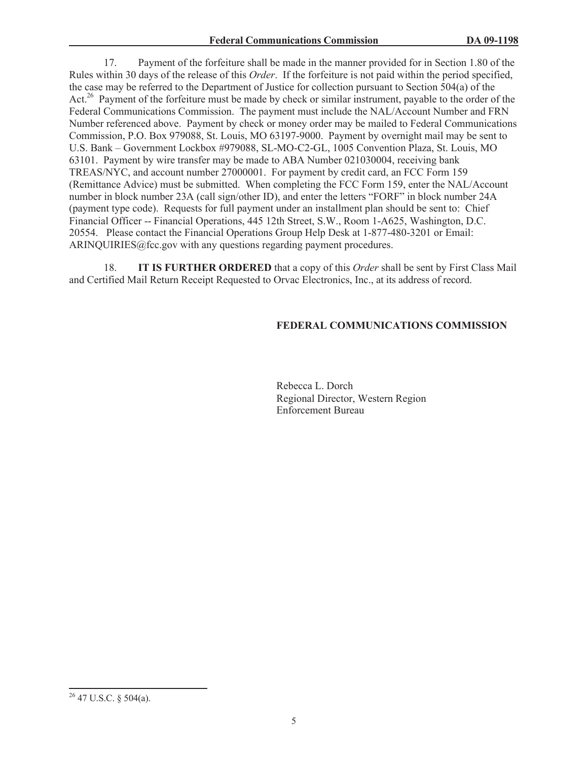17. Payment of the forfeiture shall be made in the manner provided for in Section 1.80 of the Rules within 30 days of the release of this *Order*. If the forfeiture is not paid within the period specified, the case may be referred to the Department of Justice for collection pursuant to Section 504(a) of the Act.[26] Payment of the forfeiture must be made by check or similar instrument, payable to the order of the Federal Communications Commission. The payment must include the NAL/Account Number and FRN Number referenced above. Payment by check or money order may be mailed to Federal Communications Commission, P.O. Box 979088, St. Louis, MO 63197-9000. Payment by overnight mail may be sent to U.S. Bank – Government Lockbox #979088, SL-MO-C2-GL, 1005 Convention Plaza, St. Louis, MO 63101. Payment by wire transfer may be made to ABA Number 021030004, receiving bank TREAS/NYC, and account number 27000001. For payment by credit card, an FCC Form 159 (Remittance Advice) must be submitted. When completing the FCC Form 159, enter the NAL/Account number in block number 23A (call sign/other ID), and enter the letters "FORF" in block number 24A (payment type code). Requests for full payment under an installment plan should be sent to: Chief Financial Officer -- Financial Operations, 445 12th Street, S.W., Room 1-A625, Washington, D.C. 20554. Please contact the Financial Operations Group Help Desk at 1-877-480-3201 or Email: ARINQUIRIES@fcc.gov with any questions regarding payment procedures.

18. **IT IS FURTHER ORDERED** that a copy of this *Order* shall be sent by First Class Mail and Certified Mail Return Receipt Requested to Orvac Electronics, Inc., at its address of record.

**FEDERAL COMMUNICATIONS COMMISSION**

Rebecca L. Dorch
Regional Director, Western Region
Enforcement Bureau

---

[26] 47 U.S.C. § 504(a).